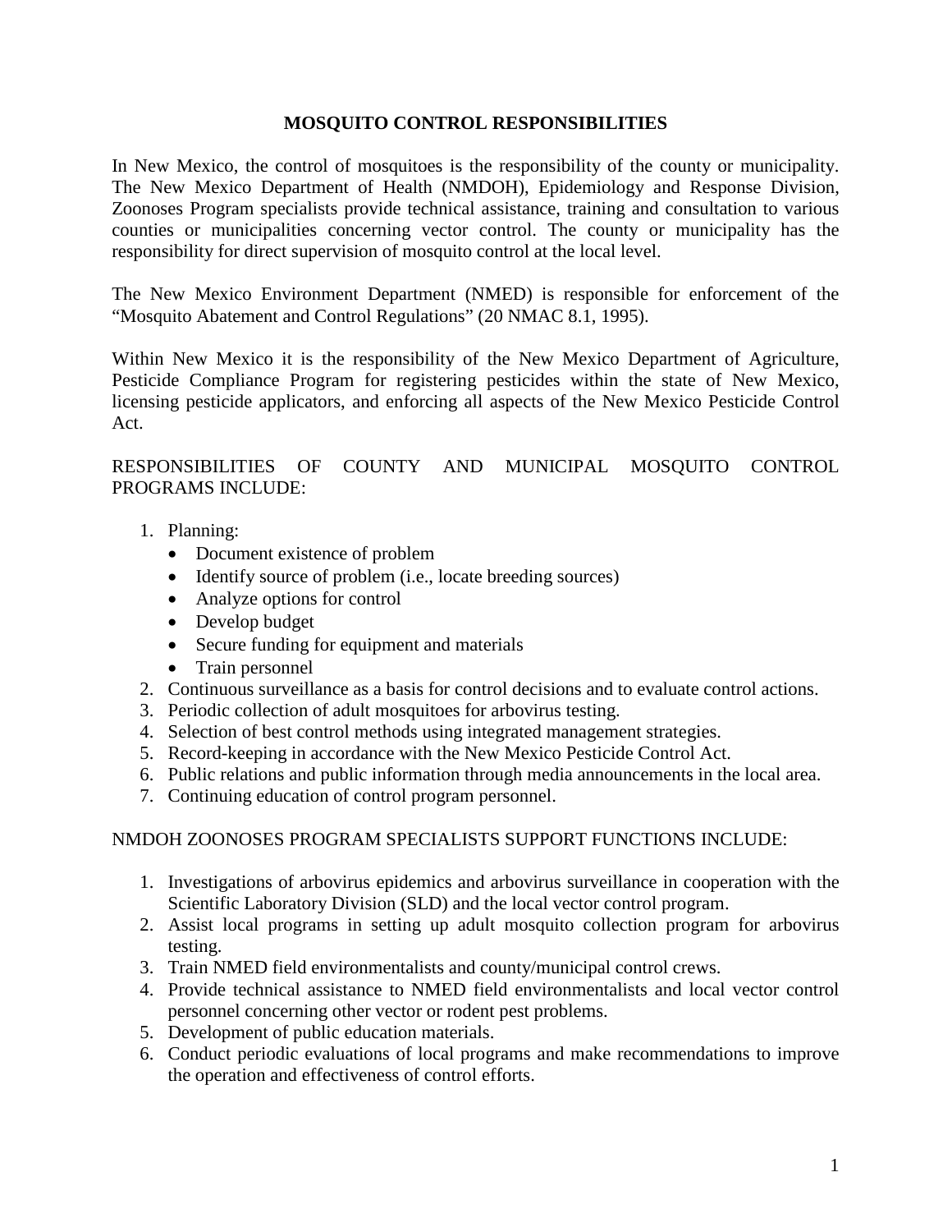# MOSQUITO CONTROL RESPONSIBILITIES

In New Mexico, the control of mosquitoes is the responsibility of the county or municipality. The New Mexico Department of Health (NMDOH), Epidemiology and Response Division, Zoonoses Program specialists provide technical assistance, training and consultation to various counties or municipalities concerning vector control. The county or municipality has the responsibility for direct supervision of mosquito control at the local level.

The New Mexico Environment Department (NMED) is responsible for enforcement of the "Mosquito Abatement and Control Regulations" (20 NMAC 8.1, 1995).

Within New Mexico it is the responsibility of the New Mexico Department of Agriculture, Pesticide Compliance Program for registering pesticides within the state of New Mexico, licensing pesticide applicators, and enforcing all aspects of the New Mexico Pesticide Control Act.

RESPONSIBILITIES OF COUNTY AND MUNICIPAL MOSQUITO CONTROL PROGRAMS INCLUDE:

1. Planning:
   - Document existence of problem
   - Identify source of problem (i.e., locate breeding sources)
   - Analyze options for control
   - Develop budget
   - Secure funding for equipment and materials
   - Train personnel
2. Continuous surveillance as a basis for control decisions and to evaluate control actions.
3. Periodic collection of adult mosquitoes for arbovirus testing.
4. Selection of best control methods using integrated management strategies.
5. Record-keeping in accordance with the New Mexico Pesticide Control Act.
6. Public relations and public information through media announcements in the local area.
7. Continuing education of control program personnel.

NMDOH ZOONOSES PROGRAM SPECIALISTS SUPPORT FUNCTIONS INCLUDE:

1. Investigations of arbovirus epidemics and arbovirus surveillance in cooperation with the Scientific Laboratory Division (SLD) and the local vector control program.
2. Assist local programs in setting up adult mosquito collection program for arbovirus testing.
3. Train NMED field environmentalists and county/municipal control crews.
4. Provide technical assistance to NMED field environmentalists and local vector control personnel concerning other vector or rodent pest problems.
5. Development of public education materials.
6. Conduct periodic evaluations of local programs and make recommendations to improve the operation and effectiveness of control efforts.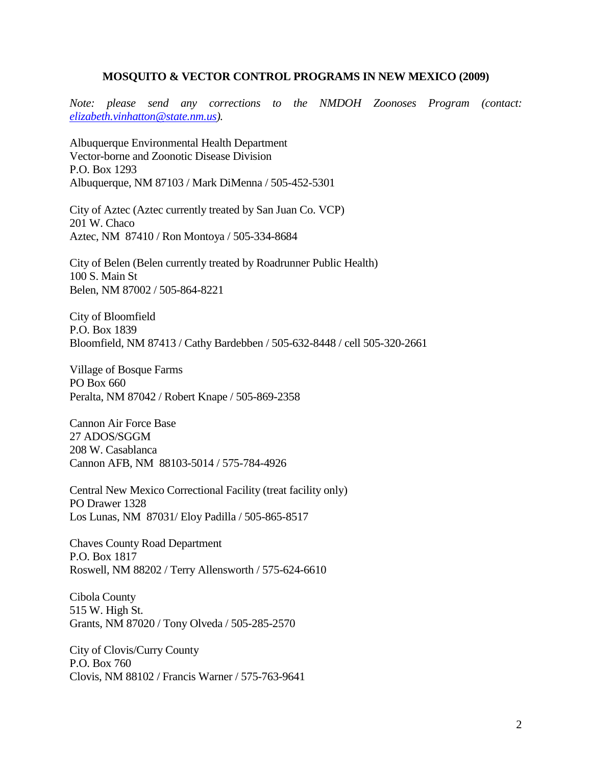**MOSQUITO & VECTOR CONTROL PROGRAMS IN NEW MEXICO (2009)**

*Note: please send any corrections to the NMDOH Zoonoses Program (contact: [elizabeth.vinhatton@state.nm.us](mailto:elizabeth.vinhatton@state.nm.us)).*

Albuquerque Environmental Health Department
Vector-borne and Zoonotic Disease Division
P.O. Box 1293
Albuquerque, NM 87103 / Mark DiMenna / 505-452-5301

City of Aztec (Aztec currently treated by San Juan Co. VCP)
201 W. Chaco
Aztec, NM 87410 / Ron Montoya / 505-334-8684

City of Belen (Belen currently treated by Roadrunner Public Health)
100 S. Main St
Belen, NM 87002 / 505-864-8221

City of Bloomfield
P.O. Box 1839
Bloomfield, NM 87413 / Cathy Bardebben / 505-632-8448 / cell 505-320-2661

Village of Bosque Farms
PO Box 660
Peralta, NM 87042 / Robert Knape / 505-869-2358

Cannon Air Force Base
27 ADOS/SGGM
208 W. Casablanca
Cannon AFB, NM 88103-5014 / 575-784-4926

Central New Mexico Correctional Facility (treat facility only)
PO Drawer 1328
Los Lunas, NM 87031/ Eloy Padilla / 505-865-8517

Chaves County Road Department
P.O. Box 1817
Roswell, NM 88202 / Terry Allensworth / 575-624-6610

Cibola County
515 W. High St.
Grants, NM 87020 / Tony Olveda / 505-285-2570

City of Clovis/Curry County
P.O. Box 760
Clovis, NM 88102 / Francis Warner / 575-763-9641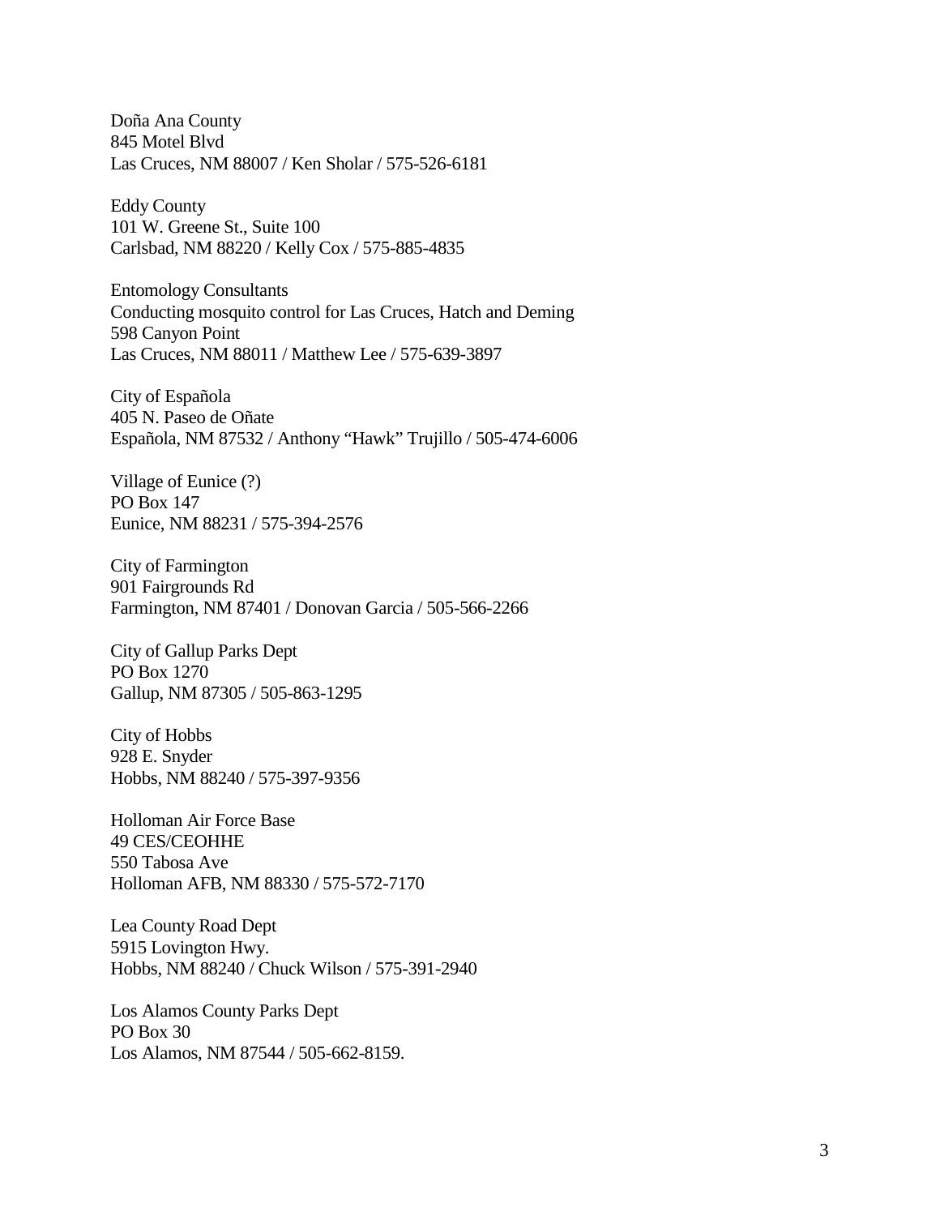Doña Ana County
845 Motel Blvd
Las Cruces, NM 88007 / Ken Sholar / 575-526-6181

Eddy County
101 W. Greene St., Suite 100
Carlsbad, NM 88220 / Kelly Cox / 575-885-4835

Entomology Consultants
Conducting mosquito control for Las Cruces, Hatch and Deming
598 Canyon Point
Las Cruces, NM 88011 / Matthew Lee / 575-639-3897

City of Española
405 N. Paseo de Oñate
Española, NM 87532 / Anthony "Hawk" Trujillo / 505-474-6006

Village of Eunice (?)
PO Box 147
Eunice, NM 88231 / 575-394-2576

City of Farmington
901 Fairgrounds Rd
Farmington, NM 87401 / Donovan Garcia / 505-566-2266

City of Gallup Parks Dept
PO Box 1270
Gallup, NM 87305 / 505-863-1295

City of Hobbs
928 E. Snyder
Hobbs, NM 88240 / 575-397-9356

Holloman Air Force Base
49 CES/CEOHHE
550 Tabosa Ave
Holloman AFB, NM 88330 / 575-572-7170

Lea County Road Dept
5915 Lovington Hwy.
Hobbs, NM 88240 / Chuck Wilson / 575-391-2940

Los Alamos County Parks Dept
PO Box 30
Los Alamos, NM 87544 / 505-662-8159.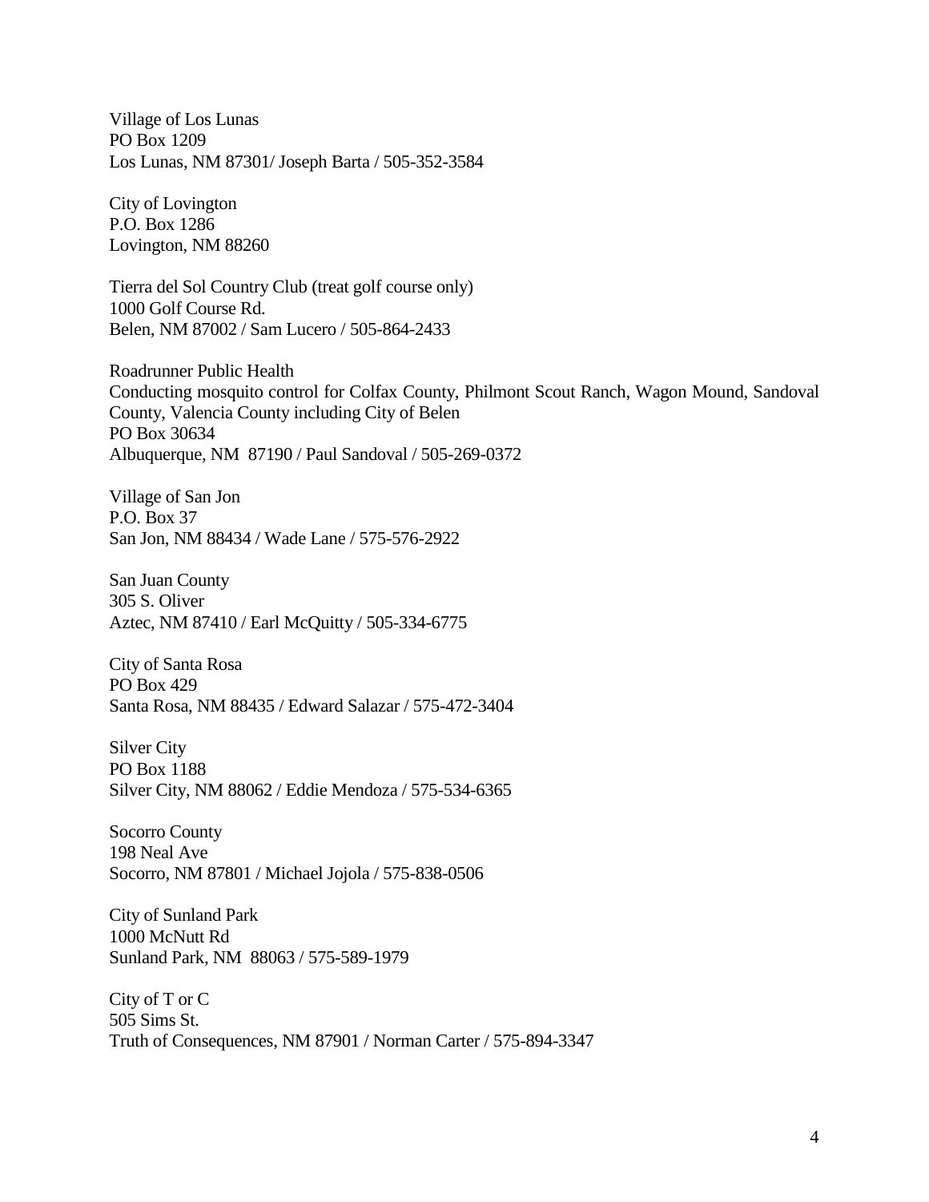Village of Los Lunas
PO Box 1209
Los Lunas, NM 87301/ Joseph Barta / 505-352-3584

City of Lovington
P.O. Box 1286
Lovington, NM 88260

Tierra del Sol Country Club (treat golf course only)
1000 Golf Course Rd.
Belen, NM 87002 / Sam Lucero / 505-864-2433

Roadrunner Public Health
Conducting mosquito control for Colfax County, Philmont Scout Ranch, Wagon Mound, Sandoval County, Valencia County including City of Belen
PO Box 30634
Albuquerque, NM 87190 / Paul Sandoval / 505-269-0372

Village of San Jon
P.O. Box 37
San Jon, NM 88434 / Wade Lane / 575-576-2922

San Juan County
305 S. Oliver
Aztec, NM 87410 / Earl McQuitty / 505-334-6775

City of Santa Rosa
PO Box 429
Santa Rosa, NM 88435 / Edward Salazar / 575-472-3404

Silver City
PO Box 1188
Silver City, NM 88062 / Eddie Mendoza / 575-534-6365

Socorro County
198 Neal Ave
Socorro, NM 87801 / Michael Jojola / 575-838-0506

City of Sunland Park
1000 McNutt Rd
Sunland Park, NM 88063 / 575-589-1979

City of T or C
505 Sims St.
Truth of Consequences, NM 87901 / Norman Carter / 575-894-3347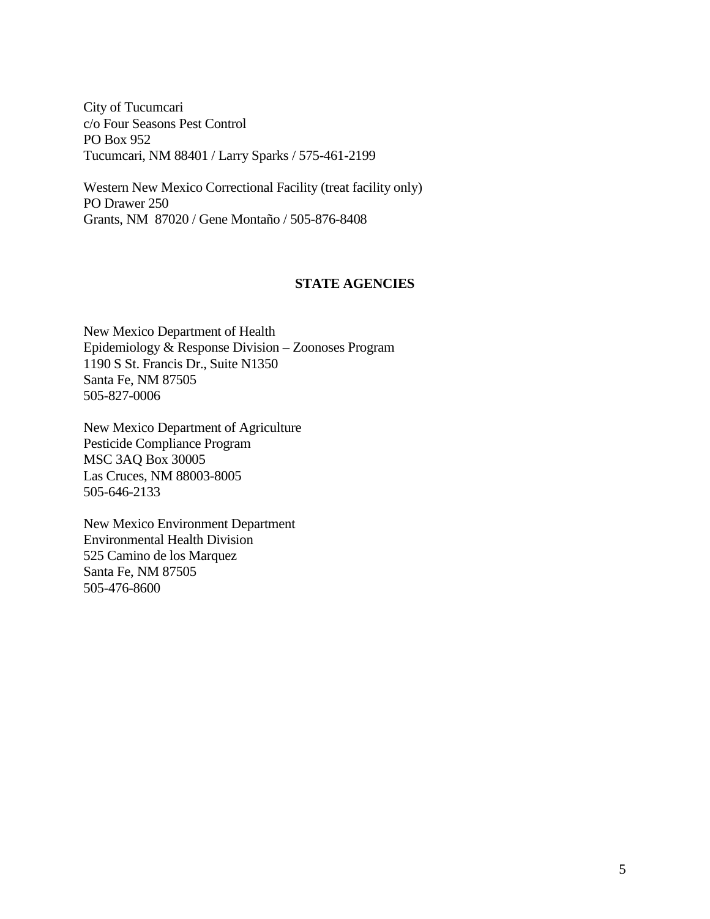City of Tucumcari
c/o Four Seasons Pest Control
PO Box 952
Tucumcari, NM 88401 / Larry Sparks / 575-461-2199

Western New Mexico Correctional Facility (treat facility only)
PO Drawer 250
Grants, NM 87020 / Gene Montaño / 505-876-8408

## STATE AGENCIES

New Mexico Department of Health
Epidemiology & Response Division – Zoonoses Program
1190 S St. Francis Dr., Suite N1350
Santa Fe, NM 87505
505-827-0006

New Mexico Department of Agriculture
Pesticide Compliance Program
MSC 3AQ Box 30005
Las Cruces, NM 88003-8005
505-646-2133

New Mexico Environment Department
Environmental Health Division
525 Camino de los Marquez
Santa Fe, NM 87505
505-476-8600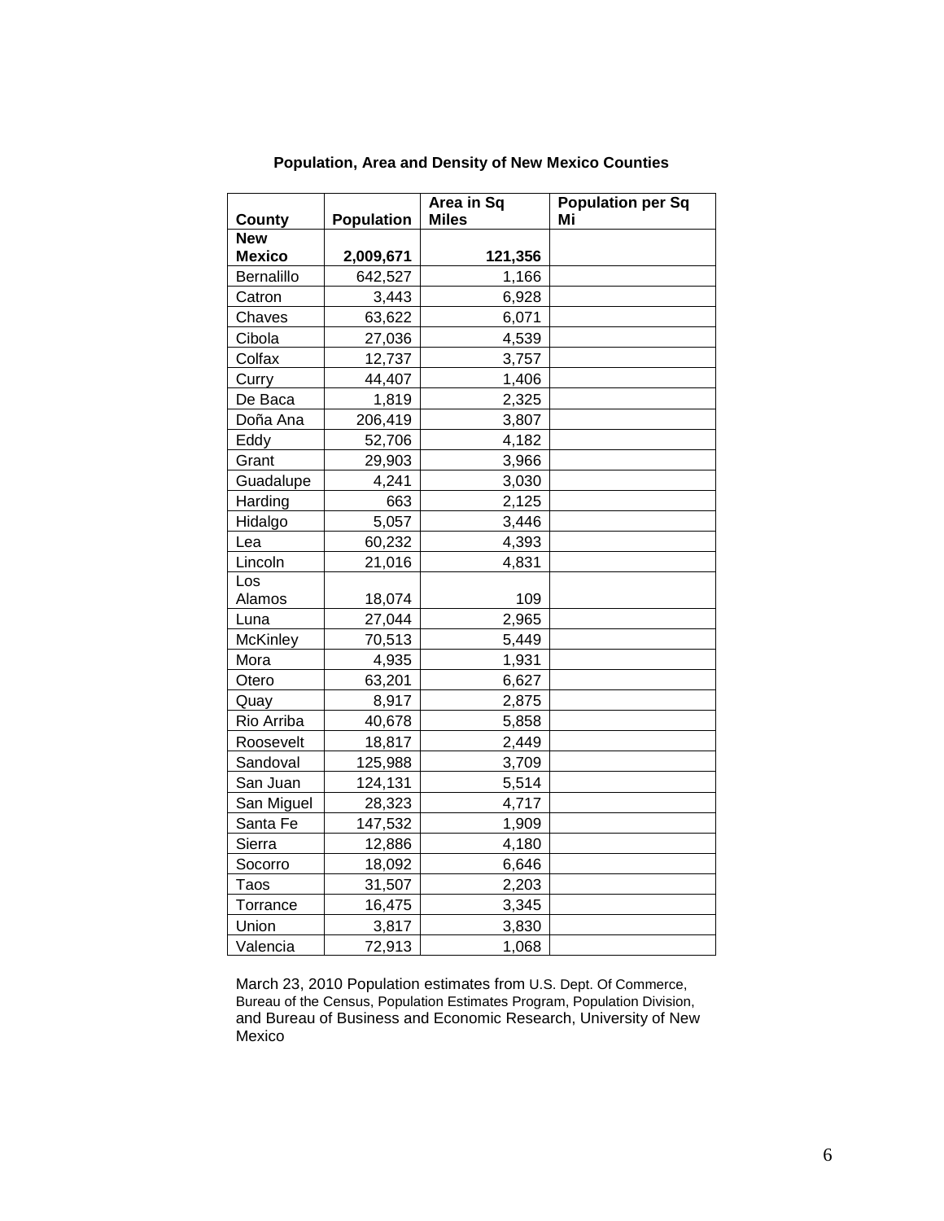**Population, Area and Density of New Mexico Counties**

| County | Population | Area in Sq Miles | Population per Sq Mi |
|---|---|---|---|
| **New Mexico** | **2,009,671** | **121,356** | |
| Bernalillo | 642,527 | 1,166 | |
| Catron | 3,443 | 6,928 | |
| Chaves | 63,622 | 6,071 | |
| Cibola | 27,036 | 4,539 | |
| Colfax | 12,737 | 3,757 | |
| Curry | 44,407 | 1,406 | |
| De Baca | 1,819 | 2,325 | |
| Doña Ana | 206,419 | 3,807 | |
| Eddy | 52,706 | 4,182 | |
| Grant | 29,903 | 3,966 | |
| Guadalupe | 4,241 | 3,030 | |
| Harding | 663 | 2,125 | |
| Hidalgo | 5,057 | 3,446 | |
| Lea | 60,232 | 4,393 | |
| Lincoln | 21,016 | 4,831 | |
| Los Alamos | 18,074 | 109 | |
| Luna | 27,044 | 2,965 | |
| McKinley | 70,513 | 5,449 | |
| Mora | 4,935 | 1,931 | |
| Otero | 63,201 | 6,627 | |
| Quay | 8,917 | 2,875 | |
| Rio Arriba | 40,678 | 5,858 | |
| Roosevelt | 18,817 | 2,449 | |
| Sandoval | 125,988 | 3,709 | |
| San Juan | 124,131 | 5,514 | |
| San Miguel | 28,323 | 4,717 | |
| Santa Fe | 147,532 | 1,909 | |
| Sierra | 12,886 | 4,180 | |
| Socorro | 18,092 | 6,646 | |
| Taos | 31,507 | 2,203 | |
| Torrance | 16,475 | 3,345 | |
| Union | 3,817 | 3,830 | |
| Valencia | 72,913 | 1,068 | |

March 23, 2010 Population estimates from U.S. Dept. Of Commerce, Bureau of the Census, Population Estimates Program, Population Division, and Bureau of Business and Economic Research, University of New Mexico